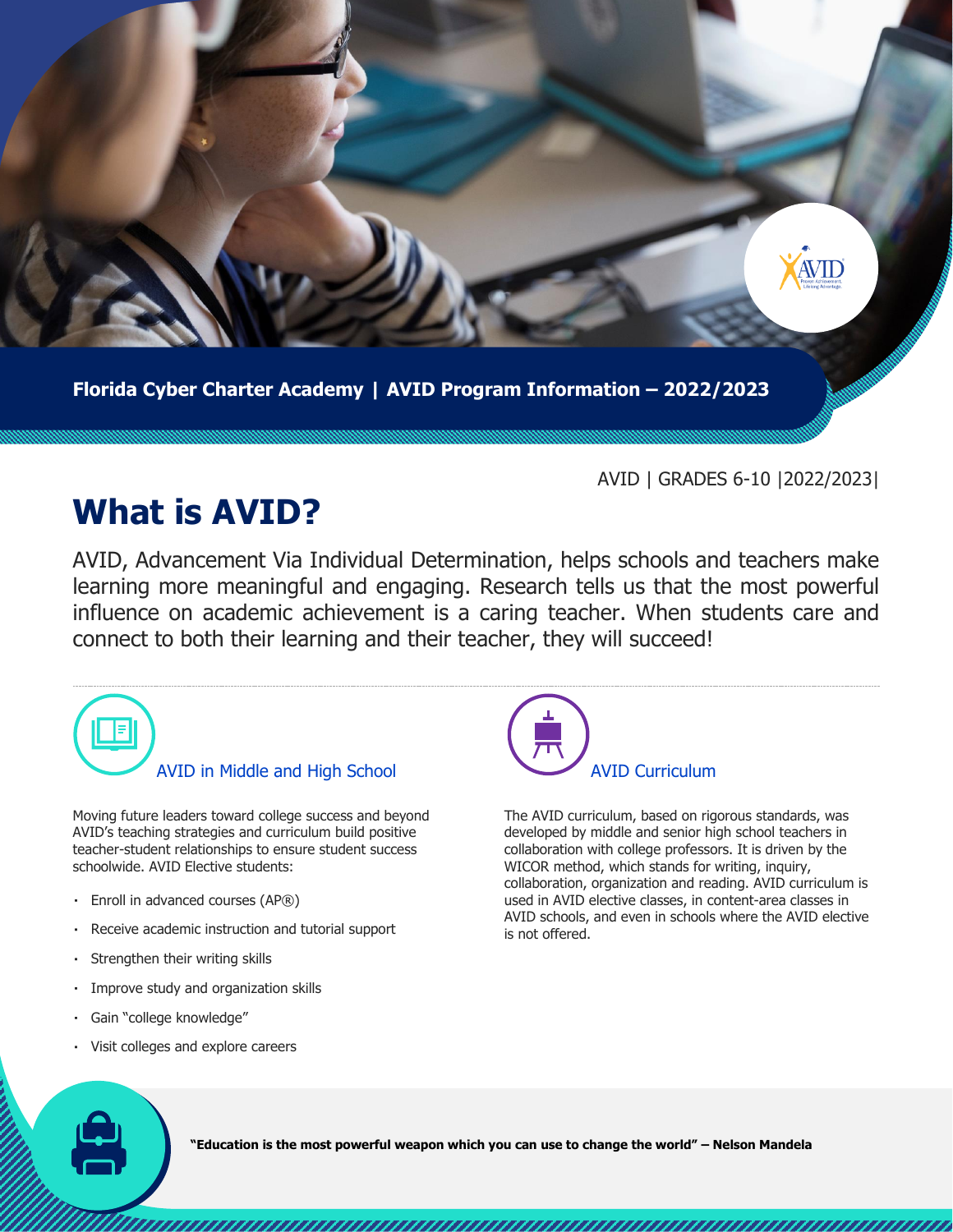**Florida Cyber Charter Academy | AVID Program Information – 2022/2023**

AVID | GRADES 6-10 |2022/2023|

# What is AVID?

AVID, Advancement Via Individual Determination, helps schools and teachers make learning more meaningful and engaging. Research tells us that the most powerful influence on academic achievement is a caring teacher. When students care and connect to both their learning and their teacher, they will succeed!

## AVID in Middle and High School

Moving future leaders toward college success and beyond AVID's teaching strategies and curriculum build positive teacher-student relationships to ensure student success schoolwide. AVID Elective students:

- Enroll in advanced courses (AP®)
- Receive academic instruction and tutorial support
- Strengthen their writing skills
- Improve study and organization skills
- Gain "college knowledge"
- Visit colleges and explore careers

## AVID Curriculum

The AVID curriculum, based on rigorous standards, was developed by middle and senior high school teachers in collaboration with college professors. It is driven by the WICOR method, which stands for writing, inquiry, collaboration, organization and reading. AVID curriculum is used in AVID elective classes, in content-area classes in AVID schools, and even in schools where the AVID elective is not offered.

**"Education is the most powerful weapon which you can use to change the world" – Nelson Mandela**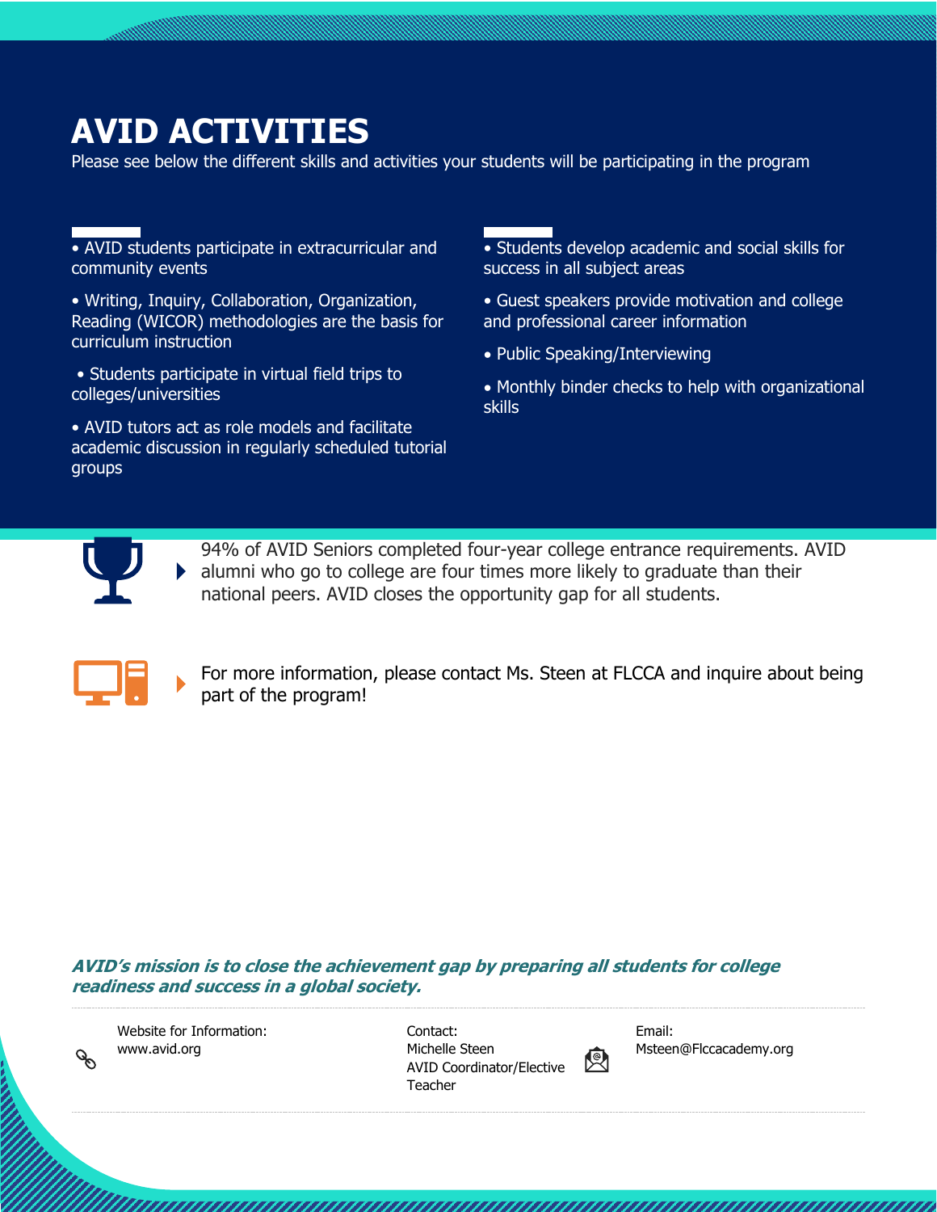# AVID ACTIVITIES

Please see below the different skills and activities your students will be participating in the program

- AVID students participate in extracurricular and community events
- Writing, Inquiry, Collaboration, Organization, Reading (WICOR) methodologies are the basis for curriculum instruction
- Students participate in virtual field trips to colleges/universities
- AVID tutors act as role models and facilitate academic discussion in regularly scheduled tutorial groups
- Students develop academic and social skills for success in all subject areas
- Guest speakers provide motivation and college and professional career information
- Public Speaking/Interviewing
- Monthly binder checks to help with organizational skills

94% of AVID Seniors completed four-year college entrance requirements. AVID alumni who go to college are four times more likely to graduate than their national peers. AVID closes the opportunity gap for all students.

For more information, please contact Ms. Steen at FLCCA and inquire about being part of the program!

***AVID's mission is to close the achievement gap by preparing all students for college readiness and success in a global society.***

Website for Information:
www.avid.org

Contact:
Michelle Steen
AVID Coordinator/Elective Teacher

Email:
Msteen@Flccacademy.org